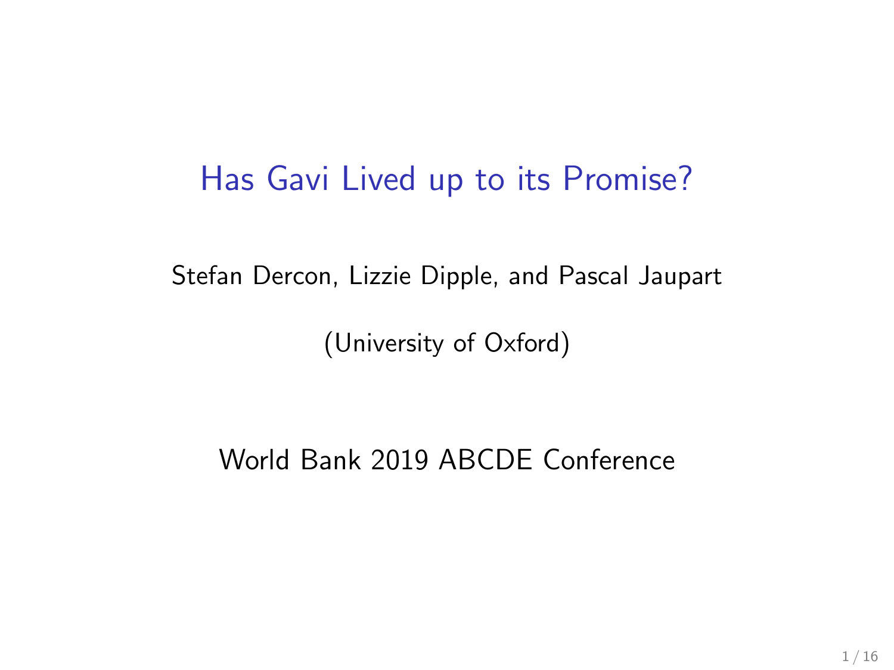# Has Gavi Lived up to its Promise?

Stefan Dercon, Lizzie Dipple, and Pascal Jaupart

(University of Oxford)

World Bank 2019 ABCDE Conference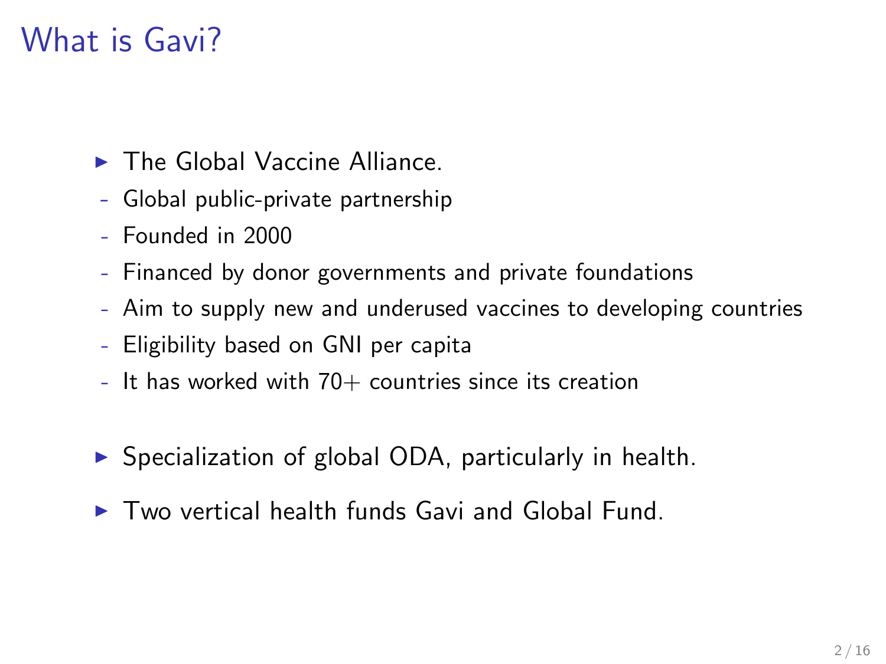# What is Gavi?

- The Global Vaccine Alliance.
  - Global public-private partnership
  - Founded in 2000
  - Financed by donor governments and private foundations
  - Aim to supply new and underused vaccines to developing countries
  - Eligibility based on GNI per capita
  - It has worked with 70+ countries since its creation

- Specialization of global ODA, particularly in health.

- Two vertical health funds Gavi and Global Fund.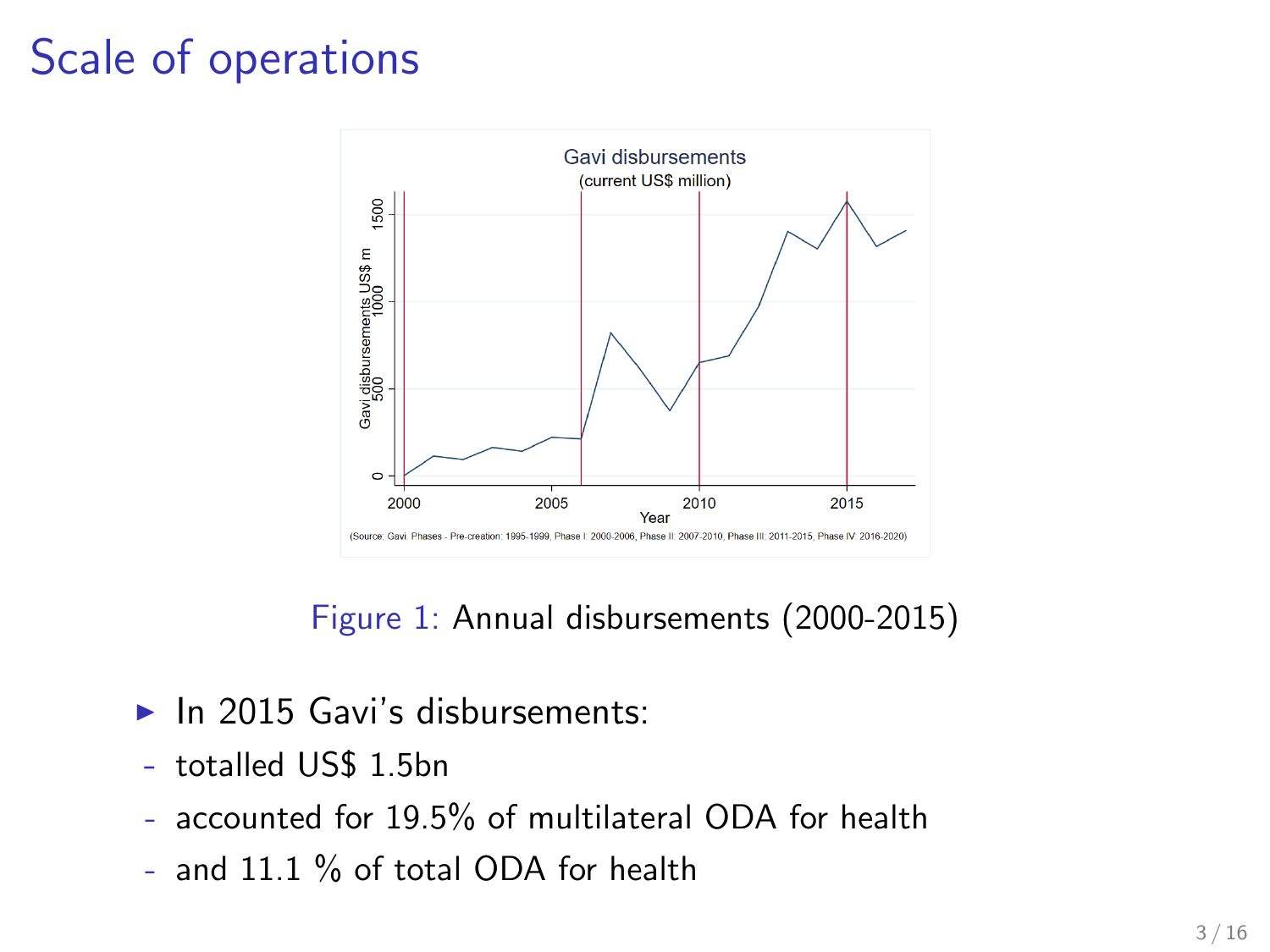# Scale of operations

Figure 1: Annual disbursements (2000-2015)

- In 2015 Gavi's disbursements:
  - totalled US$ 1.5bn
  - accounted for 19.5% of multilateral ODA for health
  - and 11.1 % of total ODA for health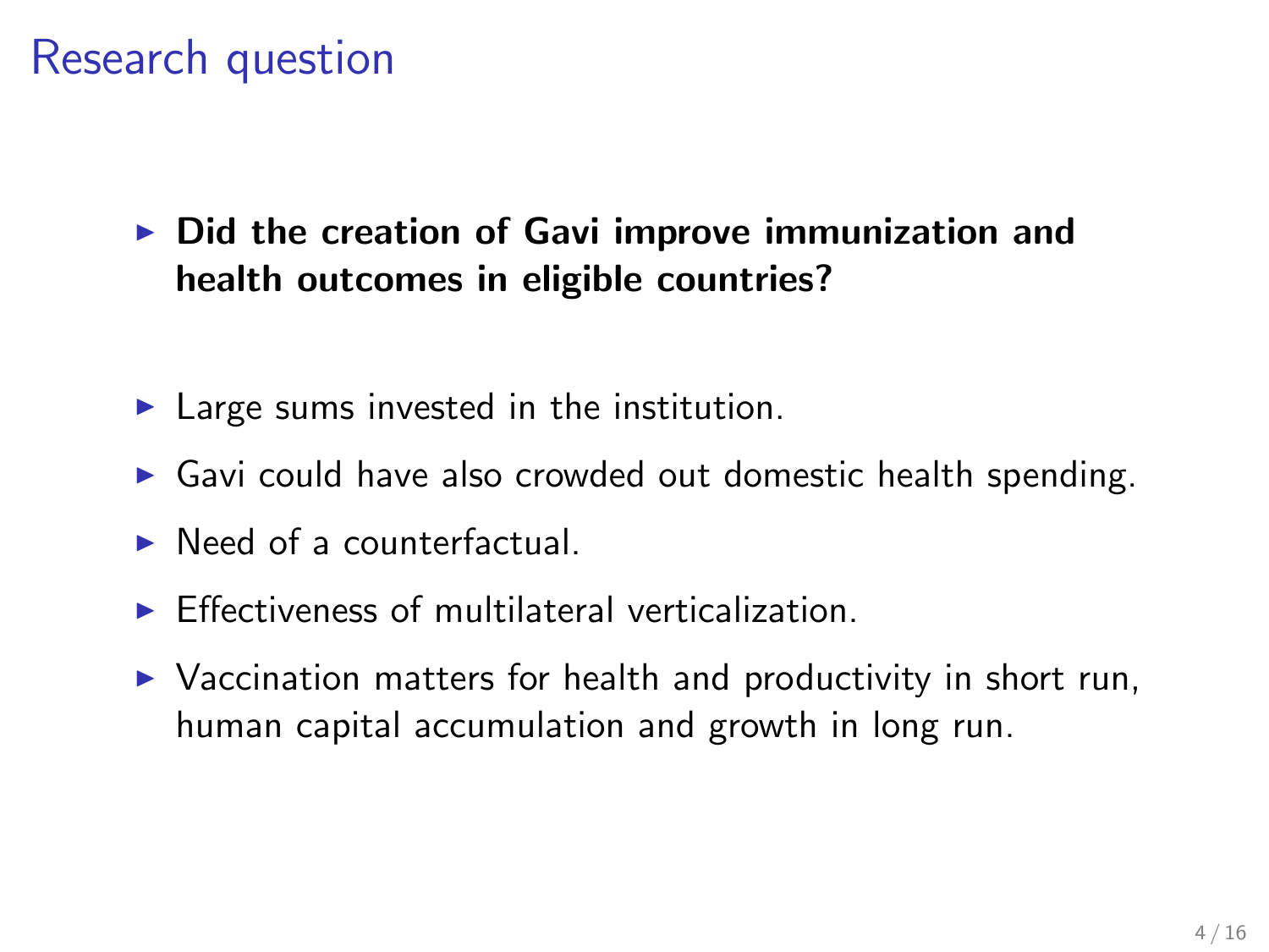# Research question

- **Did the creation of Gavi improve immunization and health outcomes in eligible countries?**

- Large sums invested in the institution.
- Gavi could have also crowded out domestic health spending.
- Need of a counterfactual.
- Effectiveness of multilateral verticalization.
- Vaccination matters for health and productivity in short run, human capital accumulation and growth in long run.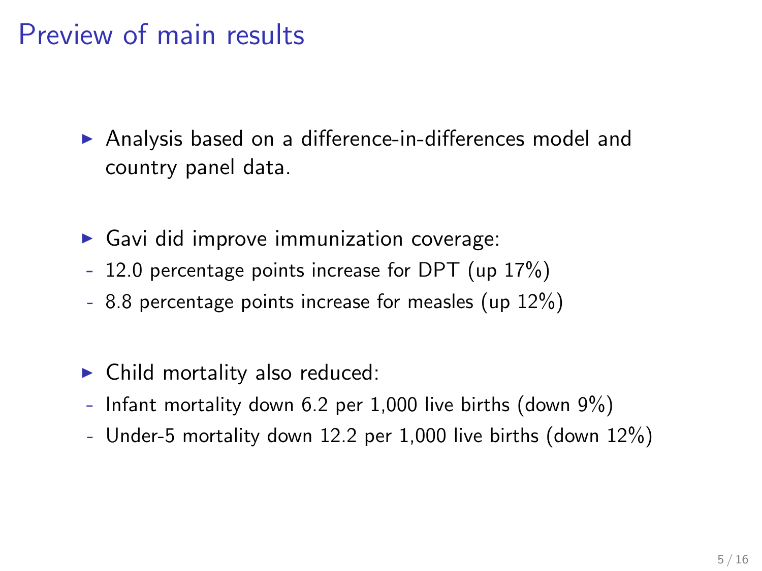# Preview of main results

- Analysis based on a difference-in-differences model and country panel data.

- Gavi did improve immunization coverage:
  - 12.0 percentage points increase for DPT (up 17%)
  - 8.8 percentage points increase for measles (up 12%)

- Child mortality also reduced:
  - Infant mortality down 6.2 per 1,000 live births (down 9%)
  - Under-5 mortality down 12.2 per 1,000 live births (down 12%)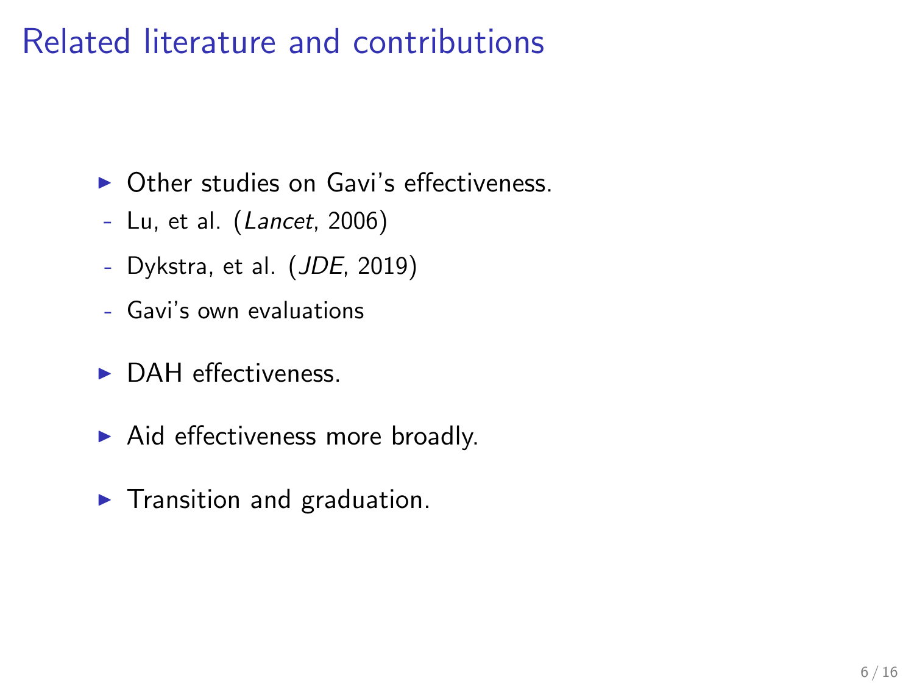# Related literature and contributions

- Other studies on Gavi's effectiveness.
  - Lu, et al. (*Lancet*, 2006)
  - Dykstra, et al. (*JDE*, 2019)
  - Gavi's own evaluations
- DAH effectiveness.
- Aid effectiveness more broadly.
- Transition and graduation.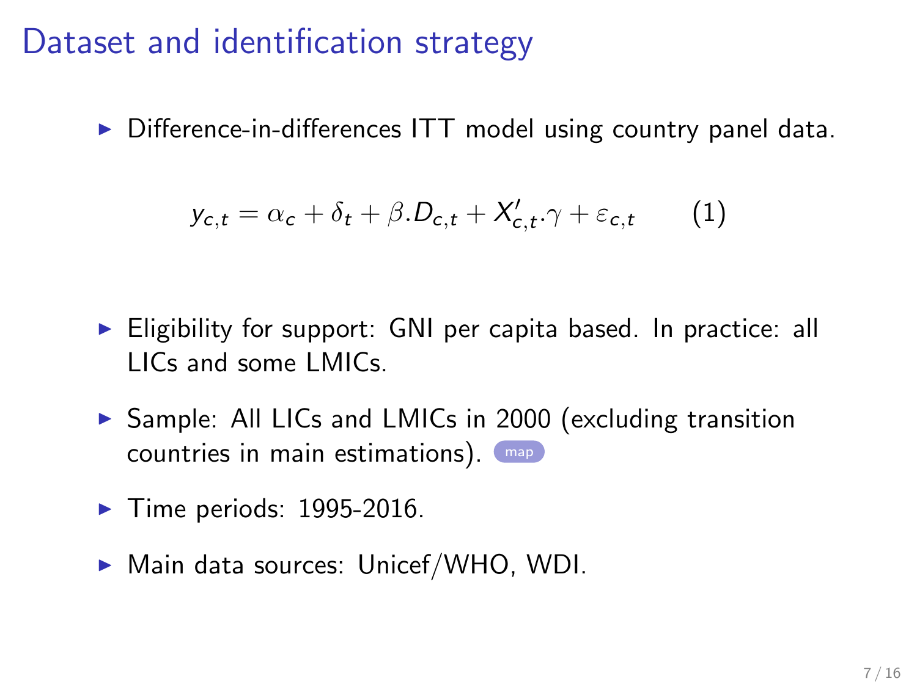# Dataset and identification strategy

- Difference-in-differences ITT model using country panel data.

$$y_{c,t} = \alpha_c + \delta_t + \beta . D_{c,t} + X'_{c,t} . \gamma + \varepsilon_{c,t} \qquad (1)$$

- Eligibility for support: GNI per capita based. In practice: all LICs and some LMICs.
- Sample: All LICs and LMICs in 2000 (excluding transition countries in main estimations). map
- Time periods: 1995-2016.
- Main data sources: Unicef/WHO, WDI.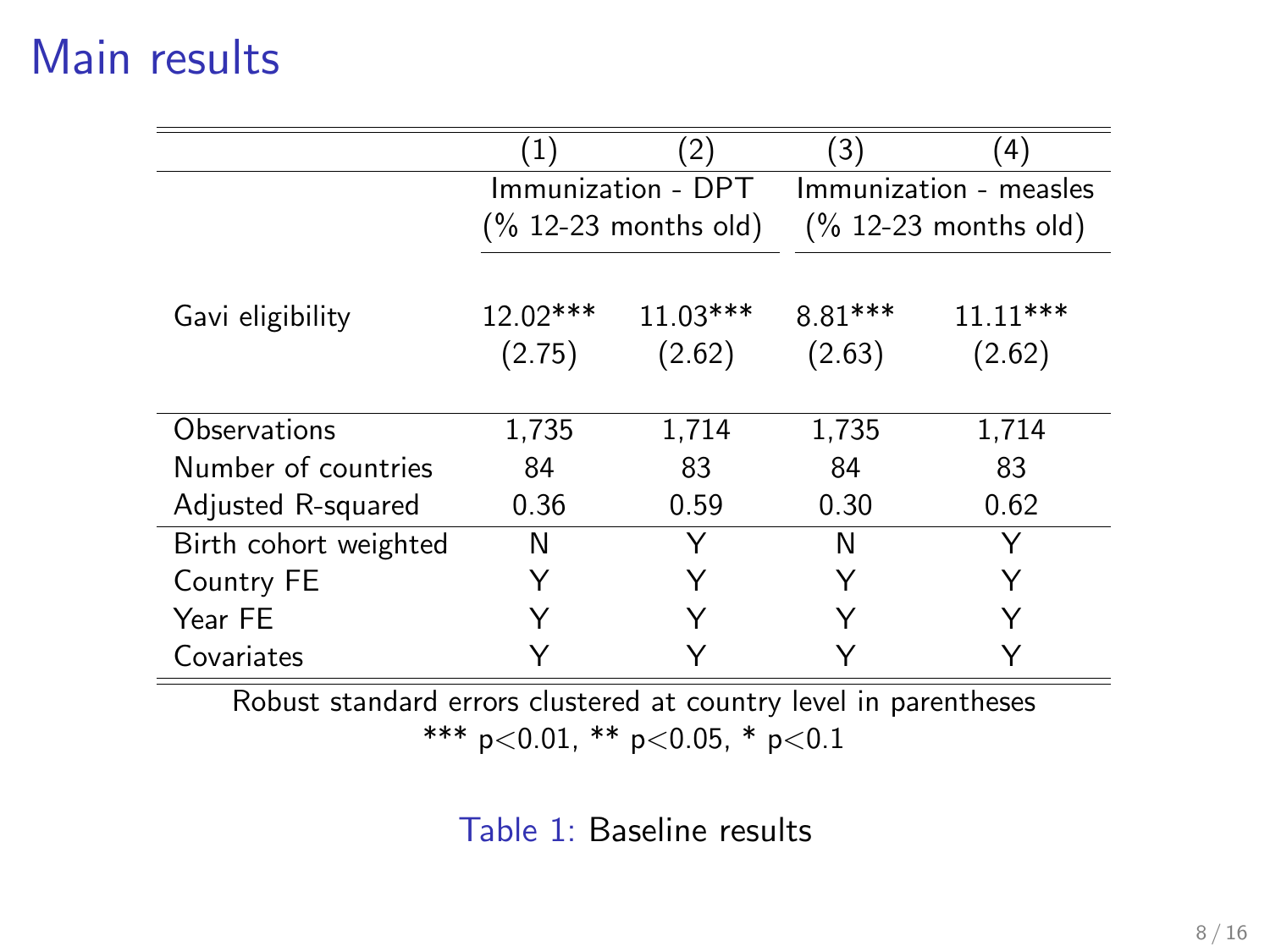# Main results

| | (1) | (2) | (3) | (4) |
|---|---|---|---|---|
| | Immunization - DPT (% 12-23 months old) | | Immunization - measles (% 12-23 months old) | |
| Gavi eligibility | 12.02*** | 11.03*** | 8.81*** | 11.11*** |
| | (2.75) | (2.62) | (2.63) | (2.62) |
| Observations | 1,735 | 1,714 | 1,735 | 1,714 |
| Number of countries | 84 | 83 | 84 | 83 |
| Adjusted R-squared | 0.36 | 0.59 | 0.30 | 0.62 |
| Birth cohort weighted | N | Y | N | Y |
| Country FE | Y | Y | Y | Y |
| Year FE | Y | Y | Y | Y |
| Covariates | Y | Y | Y | Y |

Robust standard errors clustered at country level in parentheses

*** $p<0.01$, ** $p<0.05$, * $p<0.1$

Table 1: Baseline results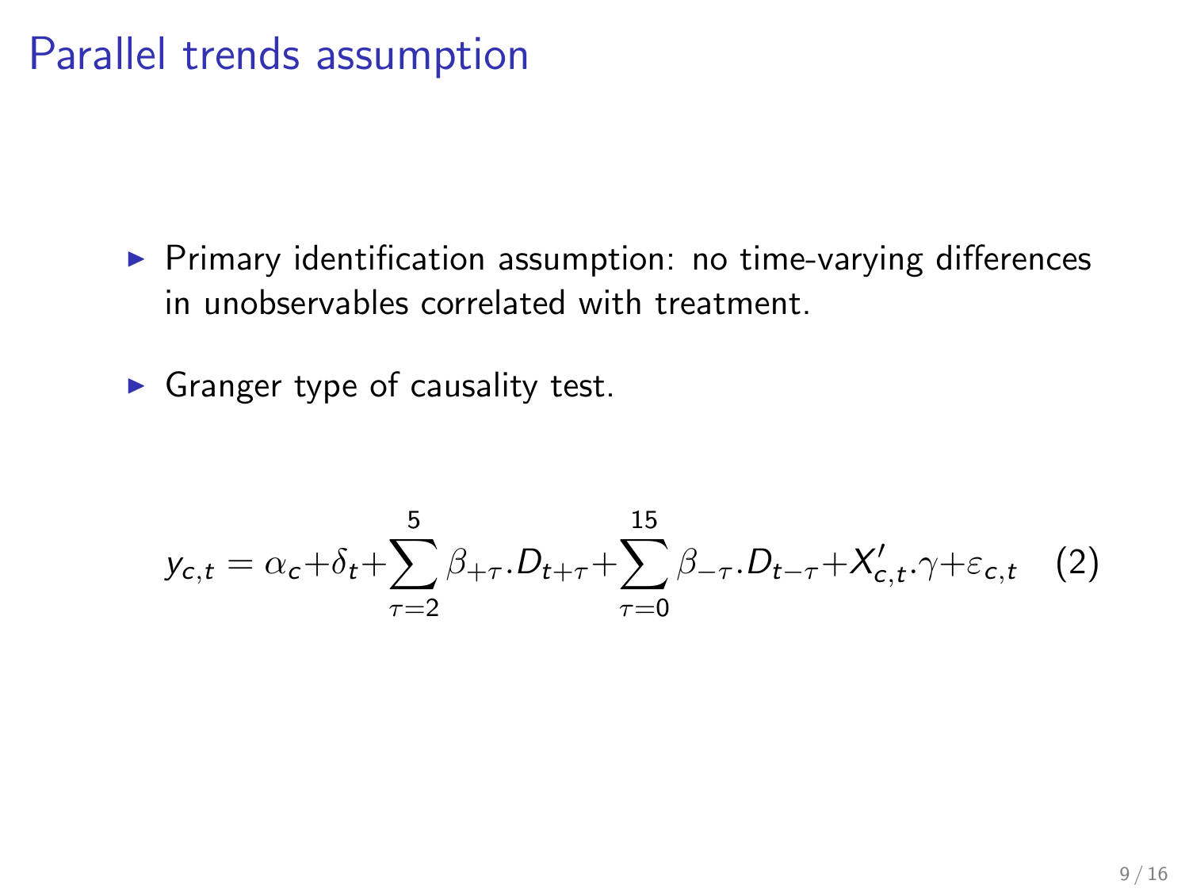# Parallel trends assumption

- Primary identification assumption: no time-varying differences in unobservables correlated with treatment.
- Granger type of causality test.

$$y_{c,t} = \alpha_c + \delta_t + \sum_{\tau=2}^{5} \beta_{+\tau}.D_{t+\tau} + \sum_{\tau=0}^{15} \beta_{-\tau}.D_{t-\tau} + X'_{c,t}.\gamma + \varepsilon_{c,t} \quad (2)$$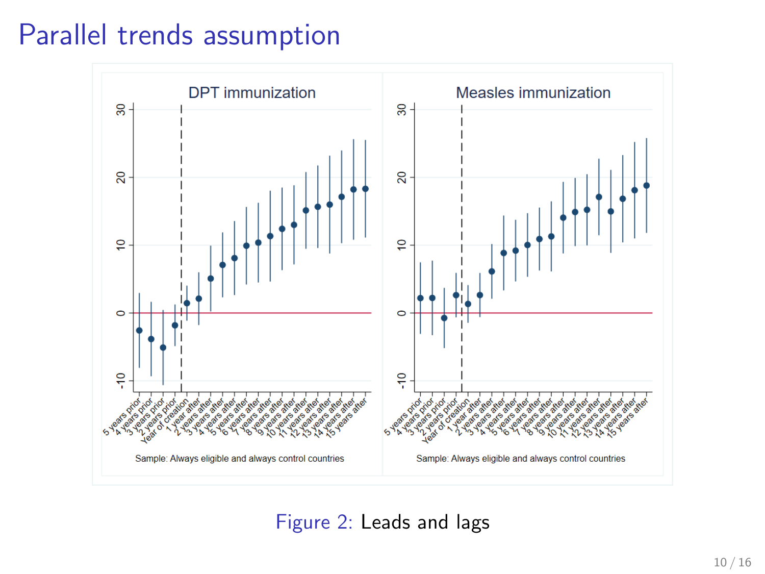# Parallel trends assumption

Figure 2: Leads and lags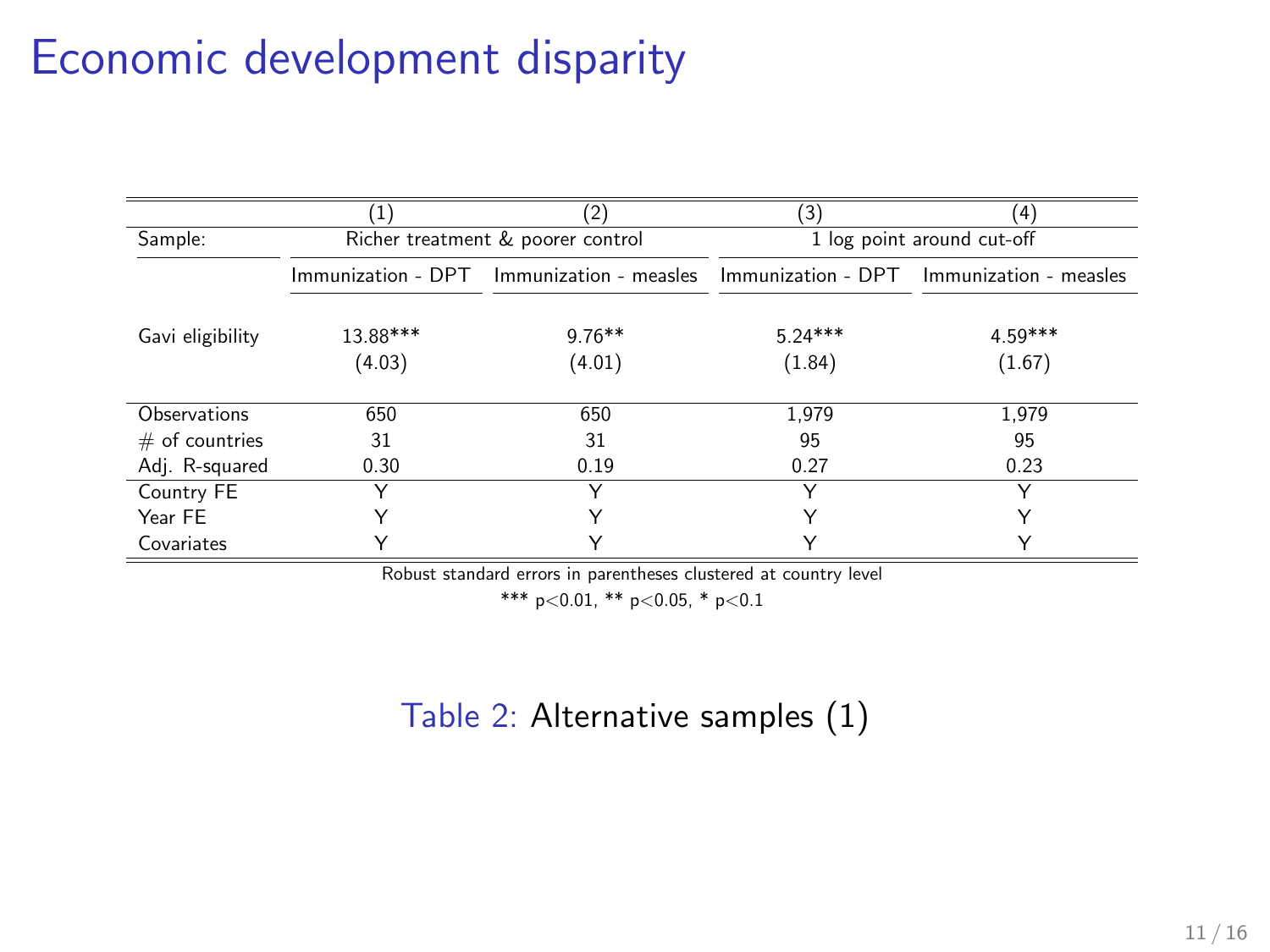# Economic development disparity

| | (1) | (2) | (3) | (4) |
|---|---|---|---|---|
| Sample: | Richer treatment & poorer control | | 1 log point around cut-off | |
| | Immunization - DPT | Immunization - measles | Immunization - DPT | Immunization - measles |
| Gavi eligibility | 13.88*** | 9.76** | 5.24*** | 4.59*** |
| | (4.03) | (4.01) | (1.84) | (1.67) |
| Observations | 650 | 650 | 1,979 | 1,979 |
| # of countries | 31 | 31 | 95 | 95 |
| Adj. R-squared | 0.30 | 0.19 | 0.27 | 0.23 |
| Country FE | Y | Y | Y | Y |
| Year FE | Y | Y | Y | Y |
| Covariates | Y | Y | Y | Y |

Robust standard errors in parentheses clustered at country level

*** p<0.01, ** p<0.05, * p<0.1

Table 2: Alternative samples (1)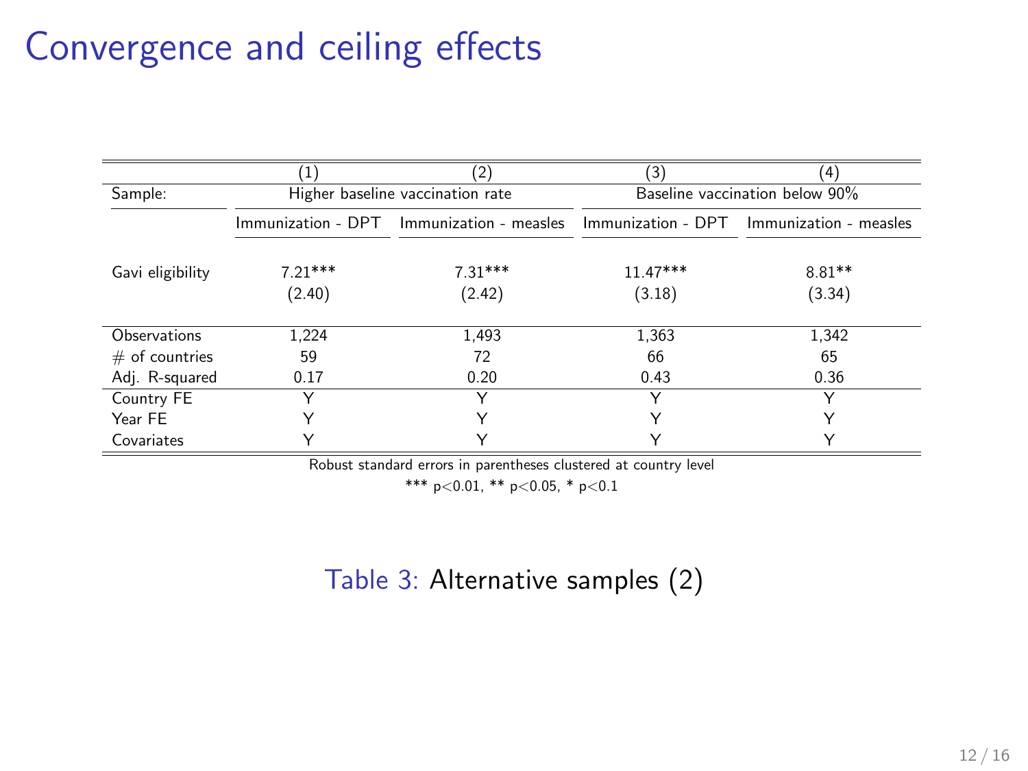# Convergence and ceiling effects

| | (1) | (2) | (3) | (4) |
|---|---|---|---|---|
| Sample: | Higher baseline vaccination rate | | Baseline vaccination below 90% | |
| | Immunization - DPT | Immunization - measles | Immunization - DPT | Immunization - measles |
| Gavi eligibility | 7.21*** | 7.31*** | 11.47*** | 8.81** |
| | (2.40) | (2.42) | (3.18) | (3.34) |
| Observations | 1,224 | 1,493 | 1,363 | 1,342 |
| # of countries | 59 | 72 | 66 | 65 |
| Adj. R-squared | 0.17 | 0.20 | 0.43 | 0.36 |
| Country FE | Y | Y | Y | Y |
| Year FE | Y | Y | Y | Y |
| Covariates | Y | Y | Y | Y |

Robust standard errors in parentheses clustered at country level

*** p<0.01, ** p<0.05, * p<0.1

Table 3: Alternative samples (2)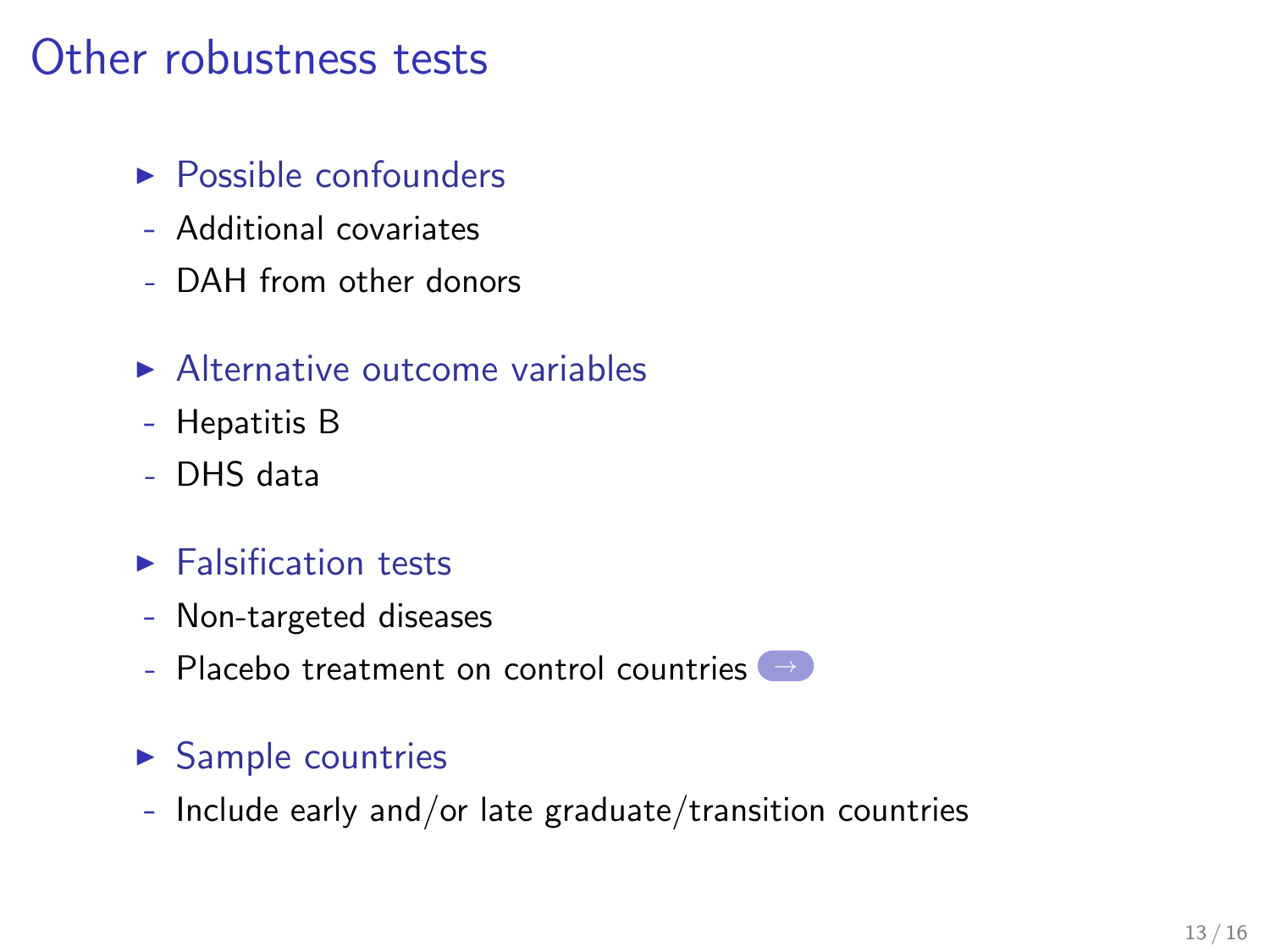# Other robustness tests

- Possible confounders
  - Additional covariates
  - DAH from other donors
- Alternative outcome variables
  - Hepatitis B
  - DHS data
- Falsification tests
  - Non-targeted diseases
  - Placebo treatment on control countries →
- Sample countries
  - Include early and/or late graduate/transition countries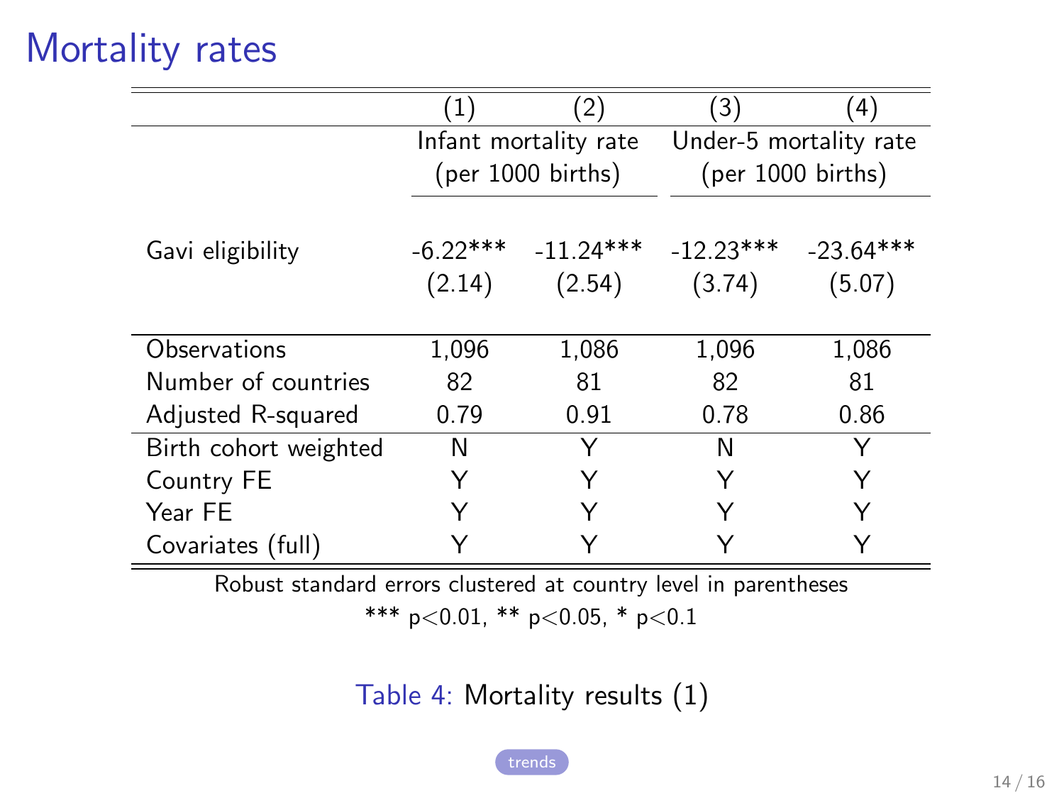# Mortality rates

| | (1) | (2) | (3) | (4) |
|---|---|---|---|---|
| | Infant mortality rate (per 1000 births) | | Under-5 mortality rate (per 1000 births) | |
| Gavi eligibility | -6.22*** | -11.24*** | -12.23*** | -23.64*** |
| | (2.14) | (2.54) | (3.74) | (5.07) |
| Observations | 1,096 | 1,086 | 1,096 | 1,086 |
| Number of countries | 82 | 81 | 82 | 81 |
| Adjusted R-squared | 0.79 | 0.91 | 0.78 | 0.86 |
| Birth cohort weighted | N | Y | N | Y |
| Country FE | Y | Y | Y | Y |
| Year FE | Y | Y | Y | Y |
| Covariates (full) | Y | Y | Y | Y |

Robust standard errors clustered at country level in parentheses

*** p<0.01, ** p<0.05, * p<0.1

Table 4: Mortality results (1)

trends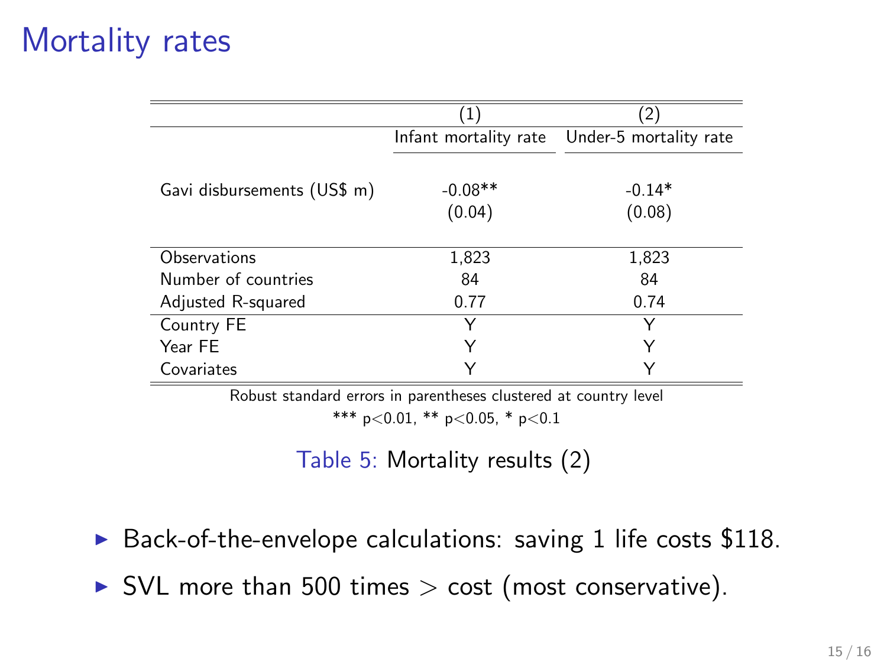# Mortality rates

| | (1) | (2) |
|---|---|---|
| | Infant mortality rate | Under-5 mortality rate |
| Gavi disbursements (US$ m) | -0.08** | -0.14* |
| | (0.04) | (0.08) |
| Observations | 1,823 | 1,823 |
| Number of countries | 84 | 84 |
| Adjusted R-squared | 0.77 | 0.74 |
| Country FE | Y | Y |
| Year FE | Y | Y |
| Covariates | Y | Y |

Robust standard errors in parentheses clustered at country level

*** $p<0.01$, ** $p<0.05$, * $p<0.1$

Table 5: Mortality results (2)

- Back-of-the-envelope calculations: saving 1 life costs $118.
- SVL more than 500 times > cost (most conservative).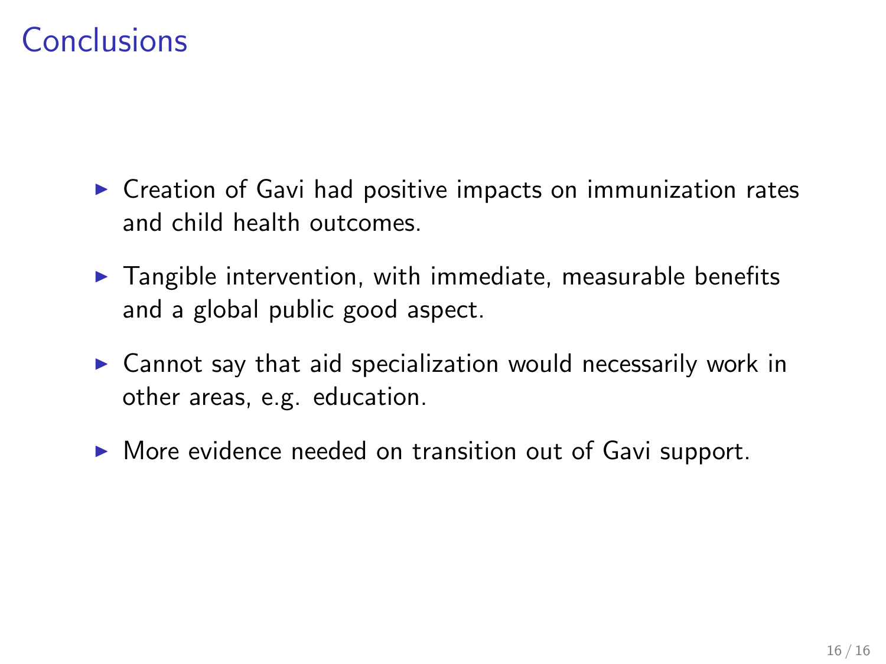# Conclusions

- Creation of Gavi had positive impacts on immunization rates and child health outcomes.
- Tangible intervention, with immediate, measurable benefits and a global public good aspect.
- Cannot say that aid specialization would necessarily work in other areas, e.g. education.
- More evidence needed on transition out of Gavi support.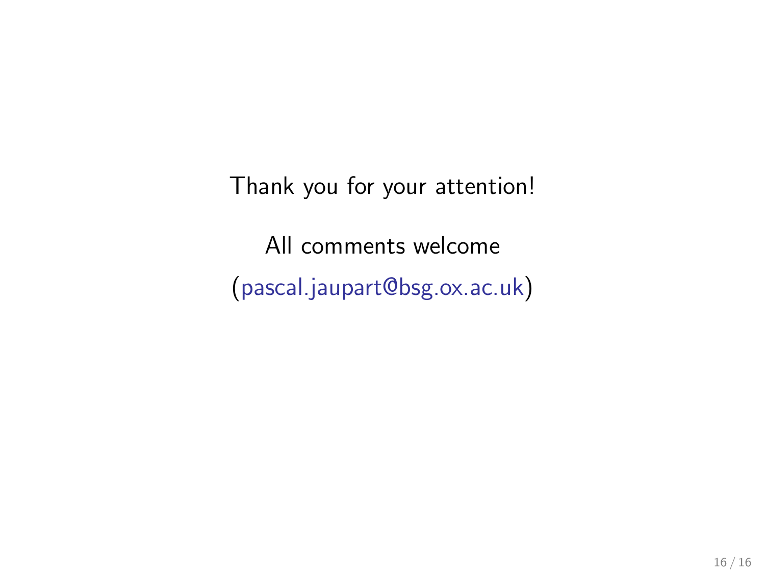Thank you for your attention!

All comments welcome

(pascal.jaupart@bsg.ox.ac.uk)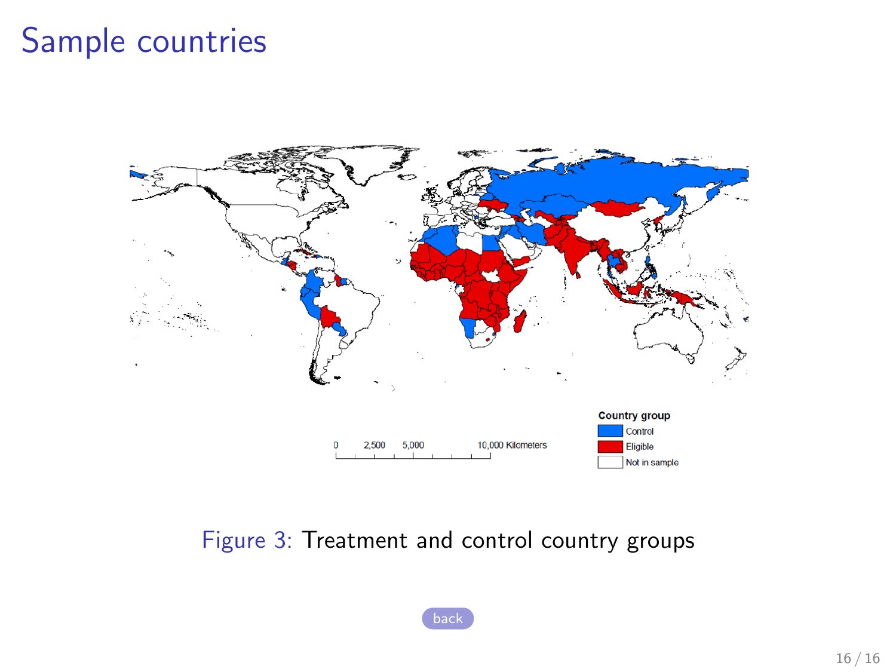# Sample countries

Figure 3: Treatment and control country groups

back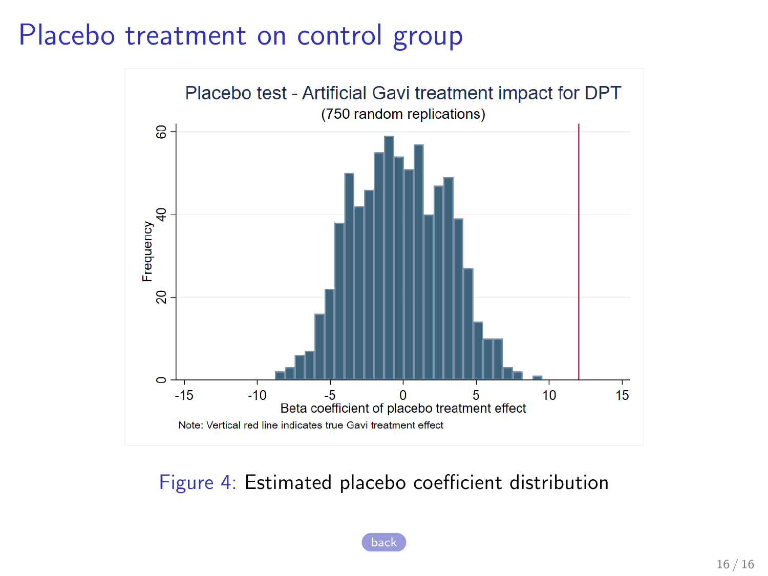# Placebo treatment on control group

Figure 4: Estimated placebo coefficient distribution

back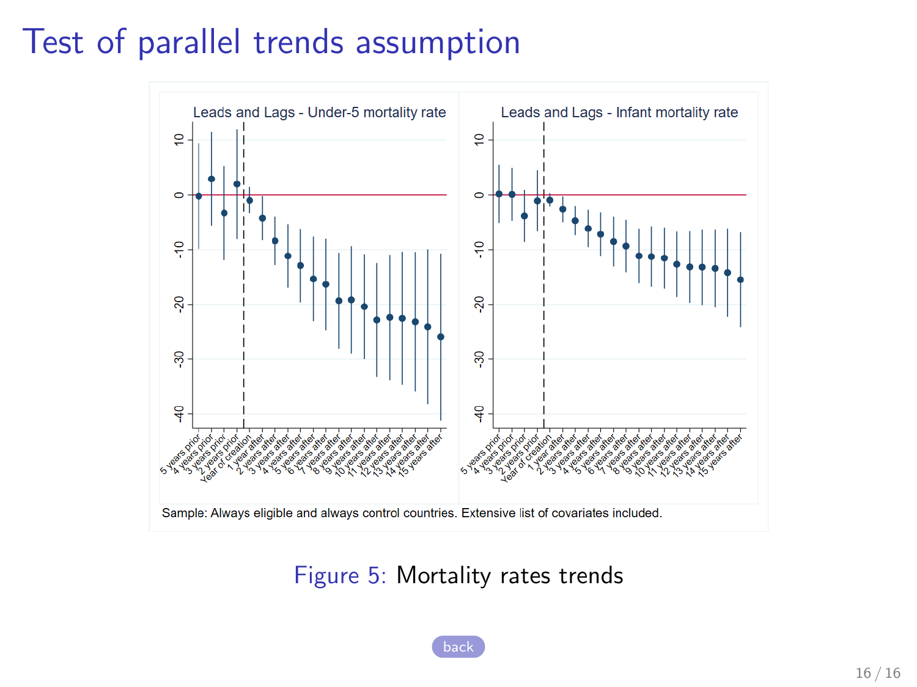# Test of parallel trends assumption

Leads and Lags - Under-5 mortality rate

10
0
-10
-20
-30
-40

5 years prior
4 years prior
3 years prior
2 years prior
Year of creation
1 year after
2 years after
3 years after
4 years after
5 years after
6 years after
7 years after
8 years after
9 years after
10 years after
11 years after
12 years after
13 years after
14 years after
15 years after

Leads and Lags - Infant mortality rate

10
0
-10
-20
-30
-40

5 years prior
4 years prior
3 years prior
2 years prior
Year of creation
1 year after
2 years after
3 years after
4 years after
5 years after
6 years after
7 years after
8 years after
9 years after
10 years after
11 years after
12 years after
13 years after
14 years after
15 years after

Sample: Always eligible and always control countries. Extensive list of covariates included.

Figure 5: Mortality rates trends

back